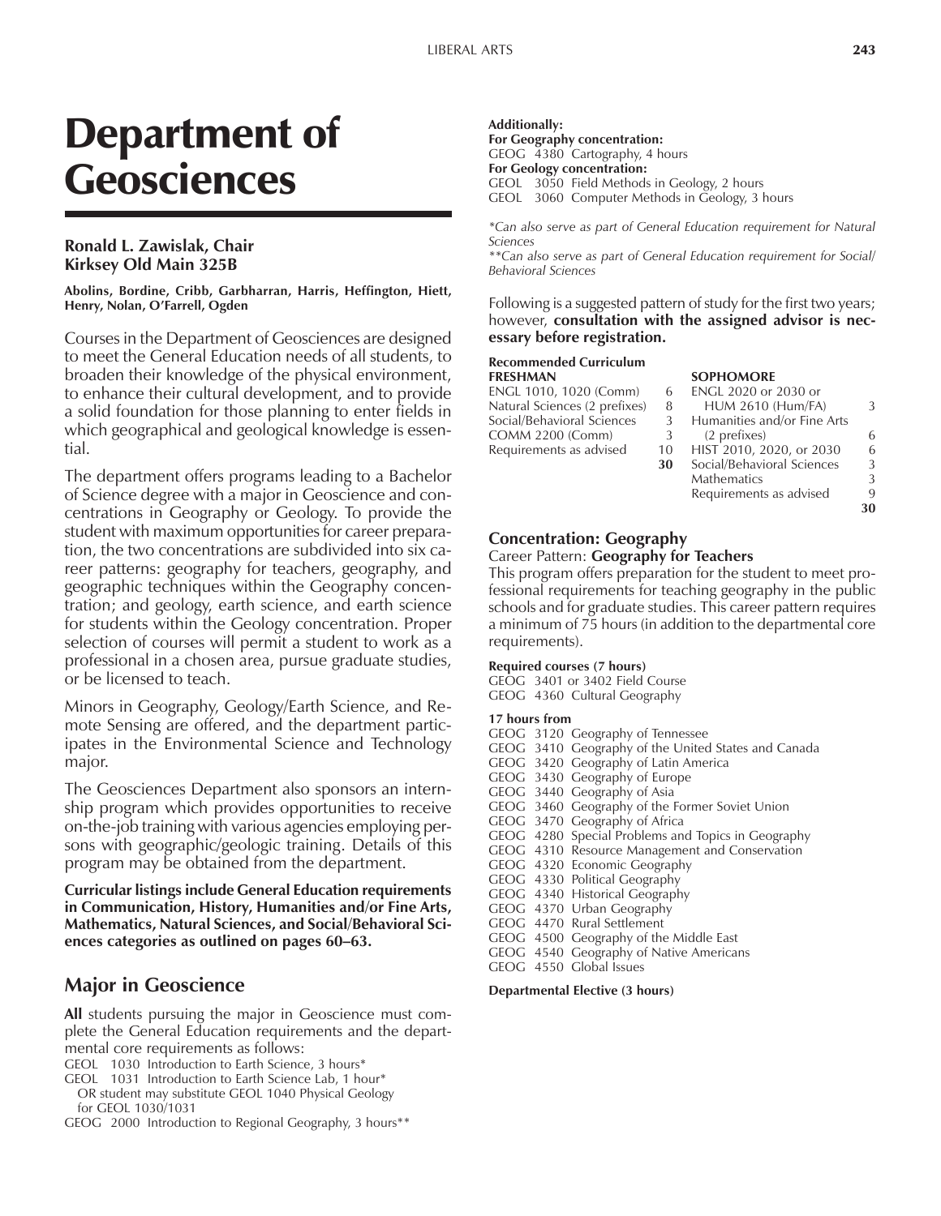# Department of Geosciences

**Ronald L. Zawislak, Chair**
**Kirksey Old Main 325B**

**Abolins, Bordine, Cribb, Garbharran, Harris, Heffington, Hiett, Henry, Nolan, O'Farrell, Ogden**

Courses in the Department of Geosciences are designed to meet the General Education needs of all students, to broaden their knowledge of the physical environment, to enhance their cultural development, and to provide a solid foundation for those planning to enter fields in which geographical and geological knowledge is essential.

The department offers programs leading to a Bachelor of Science degree with a major in Geoscience and concentrations in Geography or Geology. To provide the student with maximum opportunities for career preparation, the two concentrations are subdivided into six career patterns: geography for teachers, geography, and geographic techniques within the Geography concentration; and geology, earth science, and earth science for students within the Geology concentration. Proper selection of courses will permit a student to work as a professional in a chosen area, pursue graduate studies, or be licensed to teach.

Minors in Geography, Geology/Earth Science, and Remote Sensing are offered, and the department participates in the Environmental Science and Technology major.

The Geosciences Department also sponsors an internship program which provides opportunities to receive on-the-job training with various agencies employing persons with geographic/geologic training. Details of this program may be obtained from the department.

**Curricular listings include General Education requirements in Communication, History, Humanities and/or Fine Arts, Mathematics, Natural Sciences, and Social/Behavioral Sciences categories as outlined on pages 60–63.**

## Major in Geoscience

**All** students pursuing the major in Geoscience must complete the General Education requirements and the departmental core requirements as follows:

GEOL 1030 Introduction to Earth Science, 3 hours*
GEOL 1031 Introduction to Earth Science Lab, 1 hour*
OR student may substitute GEOL 1040 Physical Geology for GEOL 1030/1031
GEOG 2000 Introduction to Regional Geography, 3 hours**

**Additionally:**
**For Geography concentration:**
GEOG 4380 Cartography, 4 hours
**For Geology concentration:**
GEOL 3050 Field Methods in Geology, 2 hours
GEOL 3060 Computer Methods in Geology, 3 hours

*\*Can also serve as part of General Education requirement for Natural Sciences*
*\*\*Can also serve as part of General Education requirement for Social/Behavioral Sciences*

Following is a suggested pattern of study for the first two years; however, **consultation with the assigned advisor is necessary before registration.**

**Recommended Curriculum**

| FRESHMAN | | SOPHOMORE | |
|---|---|---|---|
| ENGL 1010, 1020 (Comm) | 6 | ENGL 2020 or 2030 or HUM 2610 (Hum/FA) | 3 |
| Natural Sciences (2 prefixes) | 8 | Humanities and/or Fine Arts (2 prefixes) | 6 |
| Social/Behavioral Sciences | 3 | HIST 2010, 2020, or 2030 | 6 |
| COMM 2200 (Comm) | 3 | Social/Behavioral Sciences | 3 |
| Requirements as advised | 10 | Mathematics | 3 |
| | **30** | Requirements as advised | 9 |
| | | | **30** |

### Concentration: Geography

Career Pattern: **Geography for Teachers**

This program offers preparation for the student to meet professional requirements for teaching geography in the public schools and for graduate studies. This career pattern requires a minimum of 75 hours (in addition to the departmental core requirements).

**Required courses (7 hours)**
GEOG 3401 or 3402 Field Course
GEOG 4360 Cultural Geography

**17 hours from**
GEOG 3120 Geography of Tennessee
GEOG 3410 Geography of the United States and Canada
GEOG 3420 Geography of Latin America
GEOG 3430 Geography of Europe
GEOG 3440 Geography of Asia
GEOG 3460 Geography of the Former Soviet Union
GEOG 3470 Geography of Africa
GEOG 4280 Special Problems and Topics in Geography
GEOG 4310 Resource Management and Conservation
GEOG 4320 Economic Geography
GEOG 4330 Political Geography
GEOG 4340 Historical Geography
GEOG 4370 Urban Geography
GEOG 4470 Rural Settlement
GEOG 4500 Geography of the Middle East
GEOG 4540 Geography of Native Americans
GEOG 4550 Global Issues

**Departmental Elective (3 hours)**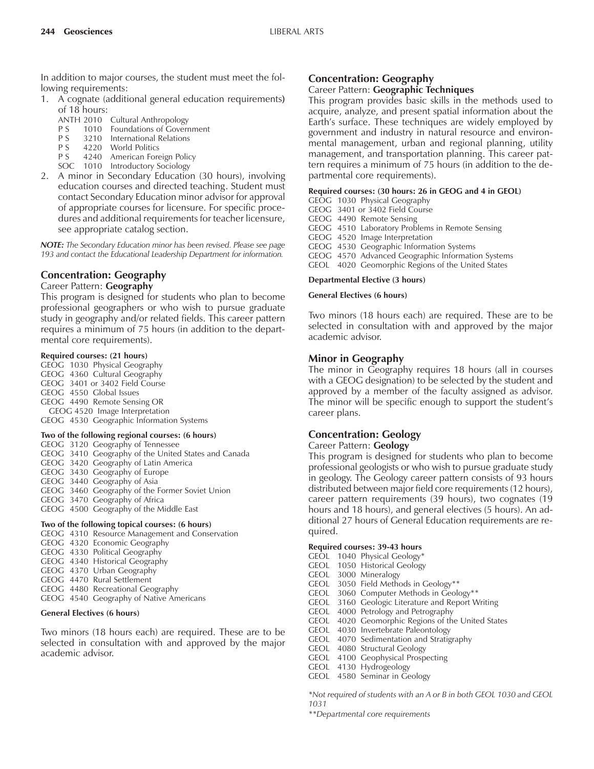In addition to major courses, the student must meet the following requirements:

1. A cognate (additional general education requirements) of 18 hours:
   - ANTH 2010 Cultural Anthropology
   - P S 1010 Foundations of Government
   - P S 3210 International Relations
   - P S 4220 World Politics
   - P S 4240 American Foreign Policy
   - SOC 1010 Introductory Sociology
2. A minor in Secondary Education (30 hours), involving education courses and directed teaching. Student must contact Secondary Education minor advisor for approval of appropriate courses for licensure. For specific procedures and additional requirements for teacher licensure, see appropriate catalog section.

***NOTE:*** *The Secondary Education minor has been revised. Please see page 193 and contact the Educational Leadership Department for information.*

## Concentration: Geography

Career Pattern: **Geography**

This program is designed for students who plan to become professional geographers or who wish to pursue graduate study in geography and/or related fields. This career pattern requires a minimum of 75 hours (in addition to the departmental core requirements).

**Required courses: (21 hours)**

- GEOG 1030 Physical Geography
- GEOG 4360 Cultural Geography
- GEOG 3401 or 3402 Field Course
- GEOG 4550 Global Issues
- GEOG 4490 Remote Sensing OR GEOG 4520 Image Interpretation
- GEOG 4530 Geographic Information Systems

**Two of the following regional courses: (6 hours)**

- GEOG 3120 Geography of Tennessee
- GEOG 3410 Geography of the United States and Canada
- GEOG 3420 Geography of Latin America
- GEOG 3430 Geography of Europe
- GEOG 3440 Geography of Asia
- GEOG 3460 Geography of the Former Soviet Union
- GEOG 3470 Geography of Africa
- GEOG 4500 Geography of the Middle East

**Two of the following topical courses: (6 hours)**

- GEOG 4310 Resource Management and Conservation
- GEOG 4320 Economic Geography
- GEOG 4330 Political Geography
- GEOG 4340 Historical Geography
- GEOG 4370 Urban Geography
- GEOG 4470 Rural Settlement
- GEOG 4480 Recreational Geography
- GEOG 4540 Geography of Native Americans

**General Electives (6 hours)**

Two minors (18 hours each) are required. These are to be selected in consultation with and approved by the major academic advisor.

## Concentration: Geography

Career Pattern: **Geographic Techniques**

This program provides basic skills in the methods used to acquire, analyze, and present spatial information about the Earth's surface. These techniques are widely employed by government and industry in natural resource and environmental management, urban and regional planning, utility management, and transportation planning. This career pattern requires a minimum of 75 hours (in addition to the departmental core requirements).

**Required courses: (30 hours: 26 in GEOG and 4 in GEOL)**

- GEOG 1030 Physical Geography
- GEOG 3401 or 3402 Field Course
- GEOG 4490 Remote Sensing
- GEOG 4510 Laboratory Problems in Remote Sensing
- GEOG 4520 Image Interpretation
- GEOG 4530 Geographic Information Systems
- GEOG 4570 Advanced Geographic Information Systems
- GEOL 4020 Geomorphic Regions of the United States

**Departmental Elective (3 hours)**

**General Electives (6 hours)**

Two minors (18 hours each) are required. These are to be selected in consultation with and approved by the major academic advisor.

## Minor in Geography

The minor in Geography requires 18 hours (all in courses with a GEOG designation) to be selected by the student and approved by a member of the faculty assigned as advisor. The minor will be specific enough to support the student's career plans.

## Concentration: Geology

Career Pattern: **Geology**

This program is designed for students who plan to become professional geologists or who wish to pursue graduate study in geology. The Geology career pattern consists of 93 hours distributed between major field core requirements (12 hours), career pattern requirements (39 hours), two cognates (19 hours and 18 hours), and general electives (5 hours). An additional 27 hours of General Education requirements are required.

**Required courses: 39-43 hours**

- GEOL 1040 Physical Geology*
- GEOL 1050 Historical Geology
- GEOL 3000 Mineralogy
- GEOL 3050 Field Methods in Geology**
- GEOL 3060 Computer Methods in Geology**
- GEOL 3160 Geologic Literature and Report Writing
- GEOL 4000 Petrology and Petrography
- GEOL 4020 Geomorphic Regions of the United States
- GEOL 4030 Invertebrate Paleontology
- GEOL 4070 Sedimentation and Stratigraphy
- GEOL 4080 Structural Geology
- GEOL 4100 Geophysical Prospecting
- GEOL 4130 Hydrogeology
- GEOL 4580 Seminar in Geology

*\*Not required of students with an A or B in both GEOL 1030 and GEOL 1031*

*\*\*Departmental core requirements*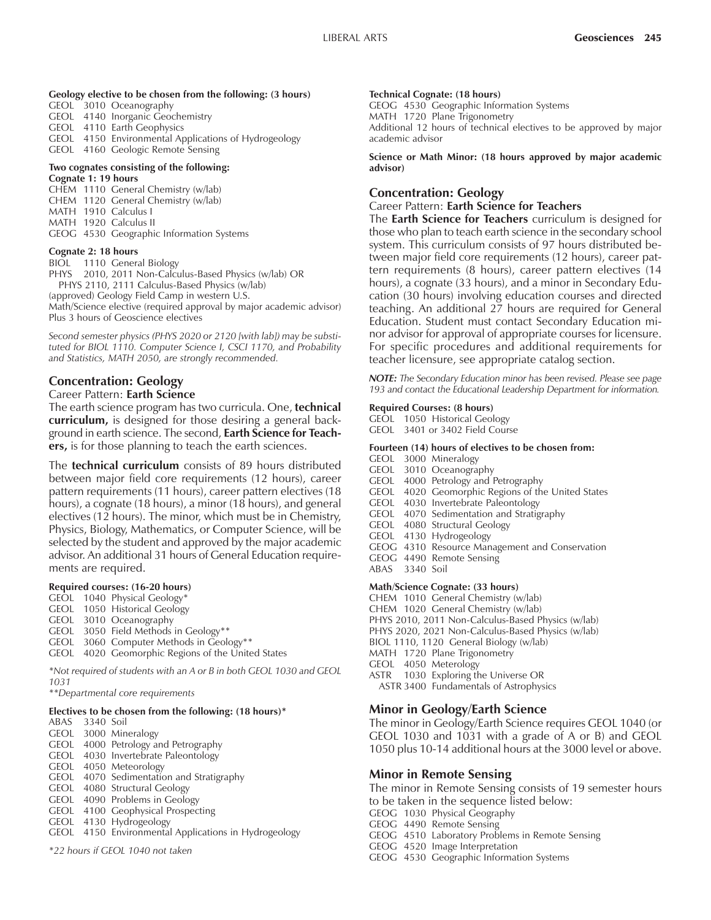**Geology elective to be chosen from the following: (3 hours)**

GEOL 3010 Oceanography
GEOL 4140 Inorganic Geochemistry
GEOL 4110 Earth Geophysics
GEOL 4150 Environmental Applications of Hydrogeology
GEOL 4160 Geologic Remote Sensing

**Two cognates consisting of the following:**
**Cognate 1: 19 hours**

CHEM 1110 General Chemistry (w/lab)
CHEM 1120 General Chemistry (w/lab)
MATH 1910 Calculus I
MATH 1920 Calculus II
GEOG 4530 Geographic Information Systems

**Cognate 2: 18 hours**

BIOL 1110 General Biology
PHYS 2010, 2011 Non-Calculus-Based Physics (w/lab) OR
PHYS 2110, 2111 Calculus-Based Physics (w/lab)
(approved) Geology Field Camp in western U.S.
Math/Science elective (required approval by major academic advisor)
Plus 3 hours of Geoscience electives

*Second semester physics (PHYS 2020 or 2120 [with lab]) may be substituted for BIOL 1110. Computer Science I, CSCI 1170, and Probability and Statistics, MATH 2050, are strongly recommended.*

## Concentration: Geology

Career Pattern: **Earth Science**

The earth science program has two curricula. One, **technical curriculum,** is designed for those desiring a general background in earth science. The second, **Earth Science for Teachers,** is for those planning to teach the earth sciences.

The **technical curriculum** consists of 89 hours distributed between major field core requirements (12 hours), career pattern requirements (11 hours), career pattern electives (18 hours), a cognate (18 hours), a minor (18 hours), and general electives (12 hours). The minor, which must be in Chemistry, Physics, Biology, Mathematics, or Computer Science, will be selected by the student and approved by the major academic advisor. An additional 31 hours of General Education requirements are required.

**Required courses: (16-20 hours)**

GEOL 1040 Physical Geology*
GEOL 1050 Historical Geology
GEOL 3010 Oceanography
GEOL 3050 Field Methods in Geology**
GEOL 3060 Computer Methods in Geology**
GEOL 4020 Geomorphic Regions of the United States

*\*Not required of students with an A or B in both GEOL 1030 and GEOL 1031*
*\*\*Departmental core requirements*

**Electives to be chosen from the following: (18 hours)***

ABAS 3340 Soil
GEOL 3000 Mineralogy
GEOL 4000 Petrology and Petrography
GEOL 4030 Invertebrate Paleontology
GEOL 4050 Meteorology
GEOL 4070 Sedimentation and Stratigraphy
GEOL 4080 Structural Geology
GEOL 4090 Problems in Geology
GEOL 4100 Geophysical Prospecting
GEOL 4130 Hydrogeology
GEOL 4150 Environmental Applications in Hydrogeology

*\*22 hours if GEOL 1040 not taken*

**Technical Cognate: (18 hours)**

GEOG 4530 Geographic Information Systems
MATH 1720 Plane Trigonometry
Additional 12 hours of technical electives to be approved by major academic advisor

**Science or Math Minor: (18 hours approved by major academic advisor)**

## Concentration: Geology

Career Pattern: **Earth Science for Teachers**

The **Earth Science for Teachers** curriculum is designed for those who plan to teach earth science in the secondary school system. This curriculum consists of 97 hours distributed between major field core requirements (12 hours), career pattern requirements (8 hours), career pattern electives (14 hours), a cognate (33 hours), and a minor in Secondary Education (30 hours) involving education courses and directed teaching. An additional 27 hours are required for General Education. Student must contact Secondary Education minor advisor for approval of appropriate courses for licensure. For specific procedures and additional requirements for teacher licensure, see appropriate catalog section.

***NOTE:*** *The Secondary Education minor has been revised. Please see page 193 and contact the Educational Leadership Department for information.*

**Required Courses: (8 hours)**

GEOL 1050 Historical Geology
GEOL 3401 or 3402 Field Course

**Fourteen (14) hours of electives to be chosen from:**

GEOL 3000 Mineralogy
GEOL 3010 Oceanography
GEOL 4000 Petrology and Petrography
GEOL 4020 Geomorphic Regions of the United States
GEOL 4030 Invertebrate Paleontology
GEOL 4070 Sedimentation and Stratigraphy
GEOL 4080 Structural Geology
GEOL 4130 Hydrogeology
GEOG 4310 Resource Management and Conservation
GEOG 4490 Remote Sensing
ABAS 3340 Soil

**Math/Science Cognate: (33 hours)**

CHEM 1010 General Chemistry (w/lab)
CHEM 1020 General Chemistry (w/lab)
PHYS 2010, 2011 Non-Calculus-Based Physics (w/lab)
PHYS 2020, 2021 Non-Calculus-Based Physics (w/lab)
BIOL 1110, 1120 General Biology (w/lab)
MATH 1720 Plane Trigonometry
GEOL 4050 Meterology
ASTR 1030 Exploring the Universe OR
ASTR 3400 Fundamentals of Astrophysics

## Minor in Geology/Earth Science

The minor in Geology/Earth Science requires GEOL 1040 (or GEOL 1030 and 1031 with a grade of A or B) and GEOL 1050 plus 10-14 additional hours at the 3000 level or above.

## Minor in Remote Sensing

The minor in Remote Sensing consists of 19 semester hours to be taken in the sequence listed below:

GEOG 1030 Physical Geography
GEOG 4490 Remote Sensing
GEOG 4510 Laboratory Problems in Remote Sensing
GEOG 4520 Image Interpretation
GEOG 4530 Geographic Information Systems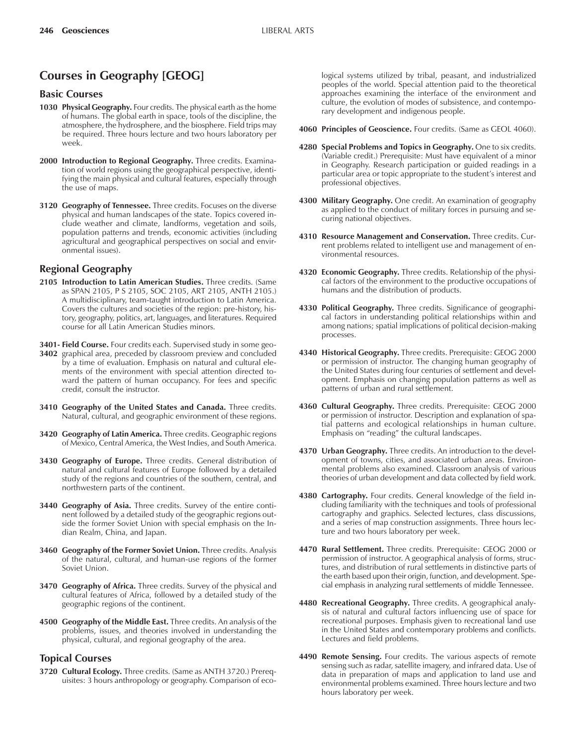## Courses in Geography [GEOG]

### Basic Courses

**1030 Physical Geography.** Four credits. The physical earth as the home of humans. The global earth in space, tools of the discipline, the atmosphere, the hydrosphere, and the biosphere. Field trips may be required. Three hours lecture and two hours laboratory per week.

**2000 Introduction to Regional Geography.** Three credits. Examination of world regions using the geographical perspective, identifying the main physical and cultural features, especially through the use of maps.

**3120 Geography of Tennessee.** Three credits. Focuses on the diverse physical and human landscapes of the state. Topics covered include weather and climate, landforms, vegetation and soils, population patterns and trends, economic activities (including agricultural and geographical perspectives on social and environmental issues).

### Regional Geography

**2105 Introduction to Latin American Studies.** Three credits. (Same as SPAN 2105, P S 2105, SOC 2105, ART 2105, ANTH 2105.) A multidisciplinary, team-taught introduction to Latin America. Covers the cultures and societies of the region: pre-history, history, geography, politics, art, languages, and literatures. Required course for all Latin American Studies minors.

**3401-3402 Field Course.** Four credits each. Supervised study in some geographical area, preceded by classroom preview and concluded by a time of evaluation. Emphasis on natural and cultural elements of the environment with special attention directed toward the pattern of human occupancy. For fees and specific credit, consult the instructor.

**3410 Geography of the United States and Canada.** Three credits. Natural, cultural, and geographic environment of these regions.

**3420 Geography of Latin America.** Three credits. Geographic regions of Mexico, Central America, the West Indies, and South America.

**3430 Geography of Europe.** Three credits. General distribution of natural and cultural features of Europe followed by a detailed study of the regions and countries of the southern, central, and northwestern parts of the continent.

**3440 Geography of Asia.** Three credits. Survey of the entire continent followed by a detailed study of the geographic regions outside the former Soviet Union with special emphasis on the Indian Realm, China, and Japan.

**3460 Geography of the Former Soviet Union.** Three credits. Analysis of the natural, cultural, and human-use regions of the former Soviet Union.

**3470 Geography of Africa.** Three credits. Survey of the physical and cultural features of Africa, followed by a detailed study of the geographic regions of the continent.

**4500 Geography of the Middle East.** Three credits. An analysis of the problems, issues, and theories involved in understanding the physical, cultural, and regional geography of the area.

### Topical Courses

**3720 Cultural Ecology.** Three credits. (Same as ANTH 3720.) Prerequisites: 3 hours anthropology or geography. Comparison of ecological systems utilized by tribal, peasant, and industrialized peoples of the world. Special attention paid to the theoretical approaches examining the interface of the environment and culture, the evolution of modes of subsistence, and contemporary development and indigenous people.

**4060 Principles of Geoscience.** Four credits. (Same as GEOL 4060).

**4280 Special Problems and Topics in Geography.** One to six credits. (Variable credit.) Prerequisite: Must have equivalent of a minor in Geography. Research participation or guided readings in a particular area or topic appropriate to the student's interest and professional objectives.

**4300 Military Geography.** One credit. An examination of geography as applied to the conduct of military forces in pursuing and securing national objectives.

**4310 Resource Management and Conservation.** Three credits. Current problems related to intelligent use and management of environmental resources.

**4320 Economic Geography.** Three credits. Relationship of the physical factors of the environment to the productive occupations of humans and the distribution of products.

**4330 Political Geography.** Three credits. Significance of geographical factors in understanding political relationships within and among nations; spatial implications of political decision-making processes.

**4340 Historical Geography.** Three credits. Prerequisite: GEOG 2000 or permission of instructor. The changing human geography of the United States during four centuries of settlement and development. Emphasis on changing population patterns as well as patterns of urban and rural settlement.

**4360 Cultural Geography.** Three credits. Prerequisite: GEOG 2000 or permission of instructor. Description and explanation of spatial patterns and ecological relationships in human culture. Emphasis on "reading" the cultural landscapes.

**4370 Urban Geography.** Three credits. An introduction to the development of towns, cities, and associated urban areas. Environmental problems also examined. Classroom analysis of various theories of urban development and data collected by field work.

**4380 Cartography.** Four credits. General knowledge of the field including familiarity with the techniques and tools of professional cartography and graphics. Selected lectures, class discussions, and a series of map construction assignments. Three hours lecture and two hours laboratory per week.

**4470 Rural Settlement.** Three credits. Prerequisite: GEOG 2000 or permission of instructor. A geographical analysis of forms, structures, and distribution of rural settlements in distinctive parts of the earth based upon their origin, function, and development. Special emphasis in analyzing rural settlements of middle Tennessee.

**4480 Recreational Geography.** Three credits. A geographical analysis of natural and cultural factors influencing use of space for recreational purposes. Emphasis given to recreational land use in the United States and contemporary problems and conflicts. Lectures and field problems.

**4490 Remote Sensing.** Four credits. The various aspects of remote sensing such as radar, satellite imagery, and infrared data. Use of data in preparation of maps and application to land use and environmental problems examined. Three hours lecture and two hours laboratory per week.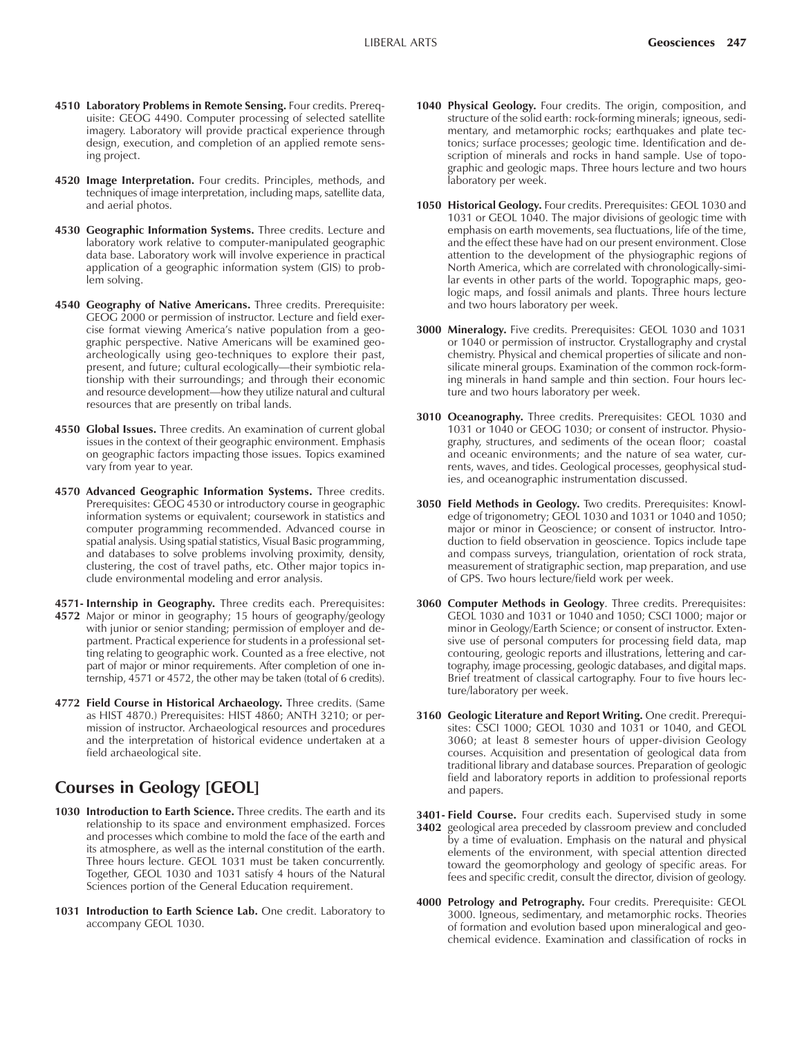**4510 Laboratory Problems in Remote Sensing.** Four credits. Prerequisite: GEOG 4490. Computer processing of selected satellite imagery. Laboratory will provide practical experience through design, execution, and completion of an applied remote sensing project.

**4520 Image Interpretation.** Four credits. Principles, methods, and techniques of image interpretation, including maps, satellite data, and aerial photos.

**4530 Geographic Information Systems.** Three credits. Lecture and laboratory work relative to computer-manipulated geographic data base. Laboratory work will involve experience in practical application of a geographic information system (GIS) to problem solving.

**4540 Geography of Native Americans.** Three credits. Prerequisite: GEOG 2000 or permission of instructor. Lecture and field exercise format viewing America's native population from a geographic perspective. Native Americans will be examined geoarcheologically using geo-techniques to explore their past, present, and future; cultural ecologically—their symbiotic relationship with their surroundings; and through their economic and resource development—how they utilize natural and cultural resources that are presently on tribal lands.

**4550 Global Issues.** Three credits. An examination of current global issues in the context of their geographic environment. Emphasis on geographic factors impacting those issues. Topics examined vary from year to year.

**4570 Advanced Geographic Information Systems.** Three credits. Prerequisites: GEOG 4530 or introductory course in geographic information systems or equivalent; coursework in statistics and computer programming recommended. Advanced course in spatial analysis. Using spatial statistics, Visual Basic programming, and databases to solve problems involving proximity, density, clustering, the cost of travel paths, etc. Other major topics include environmental modeling and error analysis.

**4571-4572 Internship in Geography.** Three credits each. Prerequisites: Major or minor in geography; 15 hours of geography/geology with junior or senior standing; permission of employer and department. Practical experience for students in a professional setting relating to geographic work. Counted as a free elective, not part of major or minor requirements. After completion of one internship, 4571 or 4572, the other may be taken (total of 6 credits).

**4772 Field Course in Historical Archaeology.** Three credits. (Same as HIST 4870.) Prerequisites: HIST 4860; ANTH 3210; or permission of instructor. Archaeological resources and procedures and the interpretation of historical evidence undertaken at a field archaeological site.

## Courses in Geology [GEOL]

**1030 Introduction to Earth Science.** Three credits. The earth and its relationship to its space and environment emphasized. Forces and processes which combine to mold the face of the earth and its atmosphere, as well as the internal constitution of the earth. Three hours lecture. GEOL 1031 must be taken concurrently. Together, GEOL 1030 and 1031 satisfy 4 hours of the Natural Sciences portion of the General Education requirement.

**1031 Introduction to Earth Science Lab.** One credit. Laboratory to accompany GEOL 1030.

**1040 Physical Geology.** Four credits. The origin, composition, and structure of the solid earth: rock-forming minerals; igneous, sedimentary, and metamorphic rocks; earthquakes and plate tectonics; surface processes; geologic time. Identification and description of minerals and rocks in hand sample. Use of topographic and geologic maps. Three hours lecture and two hours laboratory per week.

**1050 Historical Geology.** Four credits. Prerequisites: GEOL 1030 and 1031 or GEOL 1040. The major divisions of geologic time with emphasis on earth movements, sea fluctuations, life of the time, and the effect these have had on our present environment. Close attention to the development of the physiographic regions of North America, which are correlated with chronologically-similar events in other parts of the world. Topographic maps, geologic maps, and fossil animals and plants. Three hours lecture and two hours laboratory per week.

**3000 Mineralogy.** Five credits. Prerequisites: GEOL 1030 and 1031 or 1040 or permission of instructor. Crystallography and crystal chemistry. Physical and chemical properties of silicate and nonsilicate mineral groups. Examination of the common rock-forming minerals in hand sample and thin section. Four hours lecture and two hours laboratory per week.

**3010 Oceanography.** Three credits. Prerequisites: GEOL 1030 and 1031 or 1040 or GEOG 1030; or consent of instructor. Physiography, structures, and sediments of the ocean floor; coastal and oceanic environments; and the nature of sea water, currents, waves, and tides. Geological processes, geophysical studies, and oceanographic instrumentation discussed.

**3050 Field Methods in Geology.** Two credits. Prerequisites: Knowledge of trigonometry; GEOL 1030 and 1031 or 1040 and 1050; major or minor in Geoscience; or consent of instructor. Introduction to field observation in geoscience. Topics include tape and compass surveys, triangulation, orientation of rock strata, measurement of stratigraphic section, map preparation, and use of GPS. Two hours lecture/field work per week.

**3060 Computer Methods in Geology**. Three credits. Prerequisites: GEOL 1030 and 1031 or 1040 and 1050; CSCI 1000; major or minor in Geology/Earth Science; or consent of instructor. Extensive use of personal computers for processing field data, map contouring, geologic reports and illustrations, lettering and cartography, image processing, geologic databases, and digital maps. Brief treatment of classical cartography. Four to five hours lecture/laboratory per week.

**3160 Geologic Literature and Report Writing.** One credit. Prerequisites: CSCI 1000; GEOL 1030 and 1031 or 1040, and GEOL 3060; at least 8 semester hours of upper-division Geology courses. Acquisition and presentation of geological data from traditional library and database sources. Preparation of geologic field and laboratory reports in addition to professional reports and papers.

**3401-3402 Field Course.** Four credits each. Supervised study in some geological area preceded by classroom preview and concluded by a time of evaluation. Emphasis on the natural and physical elements of the environment, with special attention directed toward the geomorphology and geology of specific areas. For fees and specific credit, consult the director, division of geology.

**4000 Petrology and Petrography.** Four credits. Prerequisite: GEOL 3000. Igneous, sedimentary, and metamorphic rocks. Theories of formation and evolution based upon mineralogical and geochemical evidence. Examination and classification of rocks in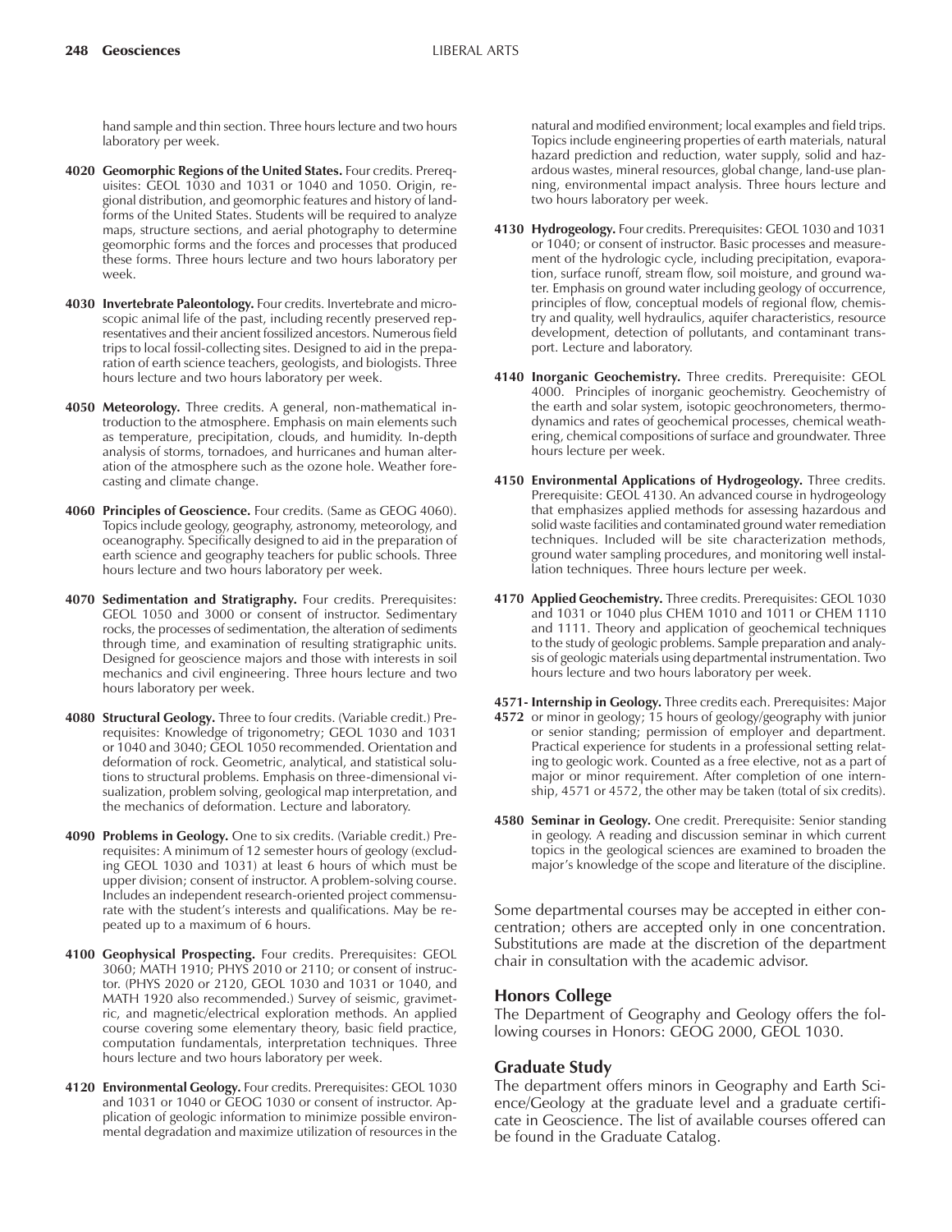hand sample and thin section. Three hours lecture and two hours laboratory per week.

**4020 Geomorphic Regions of the United States.** Four credits. Prerequisites: GEOL 1030 and 1031 or 1040 and 1050. Origin, regional distribution, and geomorphic features and history of landforms of the United States. Students will be required to analyze maps, structure sections, and aerial photography to determine geomorphic forms and the forces and processes that produced these forms. Three hours lecture and two hours laboratory per week.

**4030 Invertebrate Paleontology.** Four credits. Invertebrate and microscopic animal life of the past, including recently preserved representatives and their ancient fossilized ancestors. Numerous field trips to local fossil-collecting sites. Designed to aid in the preparation of earth science teachers, geologists, and biologists. Three hours lecture and two hours laboratory per week.

**4050 Meteorology.** Three credits. A general, non-mathematical introduction to the atmosphere. Emphasis on main elements such as temperature, precipitation, clouds, and humidity. In-depth analysis of storms, tornadoes, and hurricanes and human alteration of the atmosphere such as the ozone hole. Weather forecasting and climate change.

**4060 Principles of Geoscience.** Four credits. (Same as GEOG 4060). Topics include geology, geography, astronomy, meteorology, and oceanography. Specifically designed to aid in the preparation of earth science and geography teachers for public schools. Three hours lecture and two hours laboratory per week.

**4070 Sedimentation and Stratigraphy.** Four credits. Prerequisites: GEOL 1050 and 3000 or consent of instructor. Sedimentary rocks, the processes of sedimentation, the alteration of sediments through time, and examination of resulting stratigraphic units. Designed for geoscience majors and those with interests in soil mechanics and civil engineering. Three hours lecture and two hours laboratory per week.

**4080 Structural Geology.** Three to four credits. (Variable credit.) Prerequisites: Knowledge of trigonometry; GEOL 1030 and 1031 or 1040 and 3040; GEOL 1050 recommended. Orientation and deformation of rock. Geometric, analytical, and statistical solutions to structural problems. Emphasis on three-dimensional visualization, problem solving, geological map interpretation, and the mechanics of deformation. Lecture and laboratory.

**4090 Problems in Geology.** One to six credits. (Variable credit.) Prerequisites: A minimum of 12 semester hours of geology (excluding GEOL 1030 and 1031) at least 6 hours of which must be upper division; consent of instructor. A problem-solving course. Includes an independent research-oriented project commensurate with the student's interests and qualifications. May be repeated up to a maximum of 6 hours.

**4100 Geophysical Prospecting.** Four credits. Prerequisites: GEOL 3060; MATH 1910; PHYS 2010 or 2110; or consent of instructor. (PHYS 2020 or 2120, GEOL 1030 and 1031 or 1040, and MATH 1920 also recommended.) Survey of seismic, gravimetric, and magnetic/electrical exploration methods. An applied course covering some elementary theory, basic field practice, computation fundamentals, interpretation techniques. Three hours lecture and two hours laboratory per week.

**4120 Environmental Geology.** Four credits. Prerequisites: GEOL 1030 and 1031 or 1040 or GEOG 1030 or consent of instructor. Application of geologic information to minimize possible environmental degradation and maximize utilization of resources in the natural and modified environment; local examples and field trips. Topics include engineering properties of earth materials, natural hazard prediction and reduction, water supply, solid and hazardous wastes, mineral resources, global change, land-use planning, environmental impact analysis. Three hours lecture and two hours laboratory per week.

**4130 Hydrogeology.** Four credits. Prerequisites: GEOL 1030 and 1031 or 1040; or consent of instructor. Basic processes and measurement of the hydrologic cycle, including precipitation, evaporation, surface runoff, stream flow, soil moisture, and ground water. Emphasis on ground water including geology of occurrence, principles of flow, conceptual models of regional flow, chemistry and quality, well hydraulics, aquifer characteristics, resource development, detection of pollutants, and contaminant transport. Lecture and laboratory.

**4140 Inorganic Geochemistry.** Three credits. Prerequisite: GEOL 4000. Principles of inorganic geochemistry. Geochemistry of the earth and solar system, isotopic geochronometers, thermodynamics and rates of geochemical processes, chemical weathering, chemical compositions of surface and groundwater. Three hours lecture per week.

**4150 Environmental Applications of Hydrogeology.** Three credits. Prerequisite: GEOL 4130. An advanced course in hydrogeology that emphasizes applied methods for assessing hazardous and solid waste facilities and contaminated ground water remediation techniques. Included will be site characterization methods, ground water sampling procedures, and monitoring well installation techniques. Three hours lecture per week.

**4170 Applied Geochemistry.** Three credits. Prerequisites: GEOL 1030 and 1031 or 1040 plus CHEM 1010 and 1011 or CHEM 1110 and 1111. Theory and application of geochemical techniques to the study of geologic problems. Sample preparation and analysis of geologic materials using departmental instrumentation. Two hours lecture and two hours laboratory per week.

**4571- 4572 Internship in Geology.** Three credits each. Prerequisites: Major or minor in geology; 15 hours of geology/geography with junior or senior standing; permission of employer and department. Practical experience for students in a professional setting relating to geologic work. Counted as a free elective, not as a part of major or minor requirement. After completion of one internship, 4571 or 4572, the other may be taken (total of six credits).

**4580 Seminar in Geology.** One credit. Prerequisite: Senior standing in geology. A reading and discussion seminar in which current topics in the geological sciences are examined to broaden the major's knowledge of the scope and literature of the discipline.

Some departmental courses may be accepted in either concentration; others are accepted only in one concentration. Substitutions are made at the discretion of the department chair in consultation with the academic advisor.

## Honors College

The Department of Geography and Geology offers the following courses in Honors: GEOG 2000, GEOL 1030.

## Graduate Study

The department offers minors in Geography and Earth Science/Geology at the graduate level and a graduate certificate in Geoscience. The list of available courses offered can be found in the Graduate Catalog.